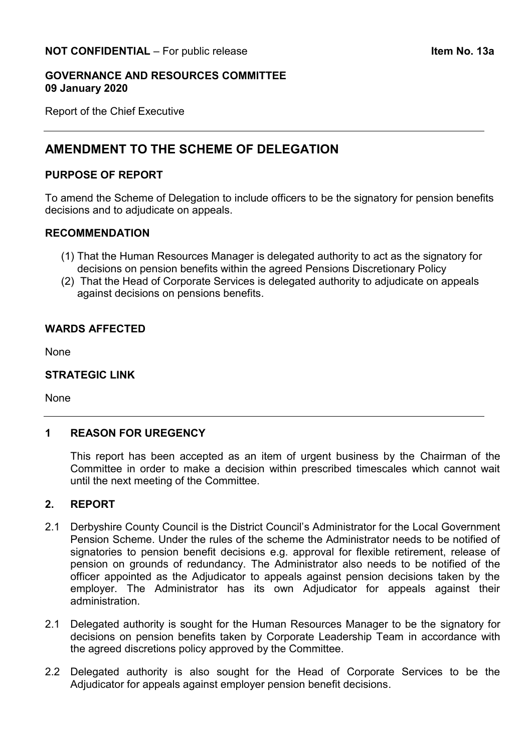**NOT CONFIDENTIAL** – For public release **Item No. 13a**

**GOVERNANCE AND RESOURCES COMMITTEE**
**09 January 2020**

Report of the Chief Executive

---

# AMENDMENT TO THE SCHEME OF DELEGATION

## PURPOSE OF REPORT

To amend the Scheme of Delegation to include officers to be the signatory for pension benefits decisions and to adjudicate on appeals.

## RECOMMENDATION

(1) That the Human Resources Manager is delegated authority to act as the signatory for decisions on pension benefits within the agreed Pensions Discretionary Policy
(2) That the Head of Corporate Services is delegated authority to adjudicate on appeals against decisions on pensions benefits.

## WARDS AFFECTED

None

## STRATEGIC LINK

None

---

## 1 REASON FOR UREGENCY

This report has been accepted as an item of urgent business by the Chairman of the Committee in order to make a decision within prescribed timescales which cannot wait until the next meeting of the Committee.

## 2. REPORT

2.1 Derbyshire County Council is the District Council's Administrator for the Local Government Pension Scheme. Under the rules of the scheme the Administrator needs to be notified of signatories to pension benefit decisions e.g. approval for flexible retirement, release of pension on grounds of redundancy. The Administrator also needs to be notified of the officer appointed as the Adjudicator to appeals against pension decisions taken by the employer. The Administrator has its own Adjudicator for appeals against their administration.

2.1 Delegated authority is sought for the Human Resources Manager to be the signatory for decisions on pension benefits taken by Corporate Leadership Team in accordance with the agreed discretions policy approved by the Committee.

2.2 Delegated authority is also sought for the Head of Corporate Services to be the Adjudicator for appeals against employer pension benefit decisions.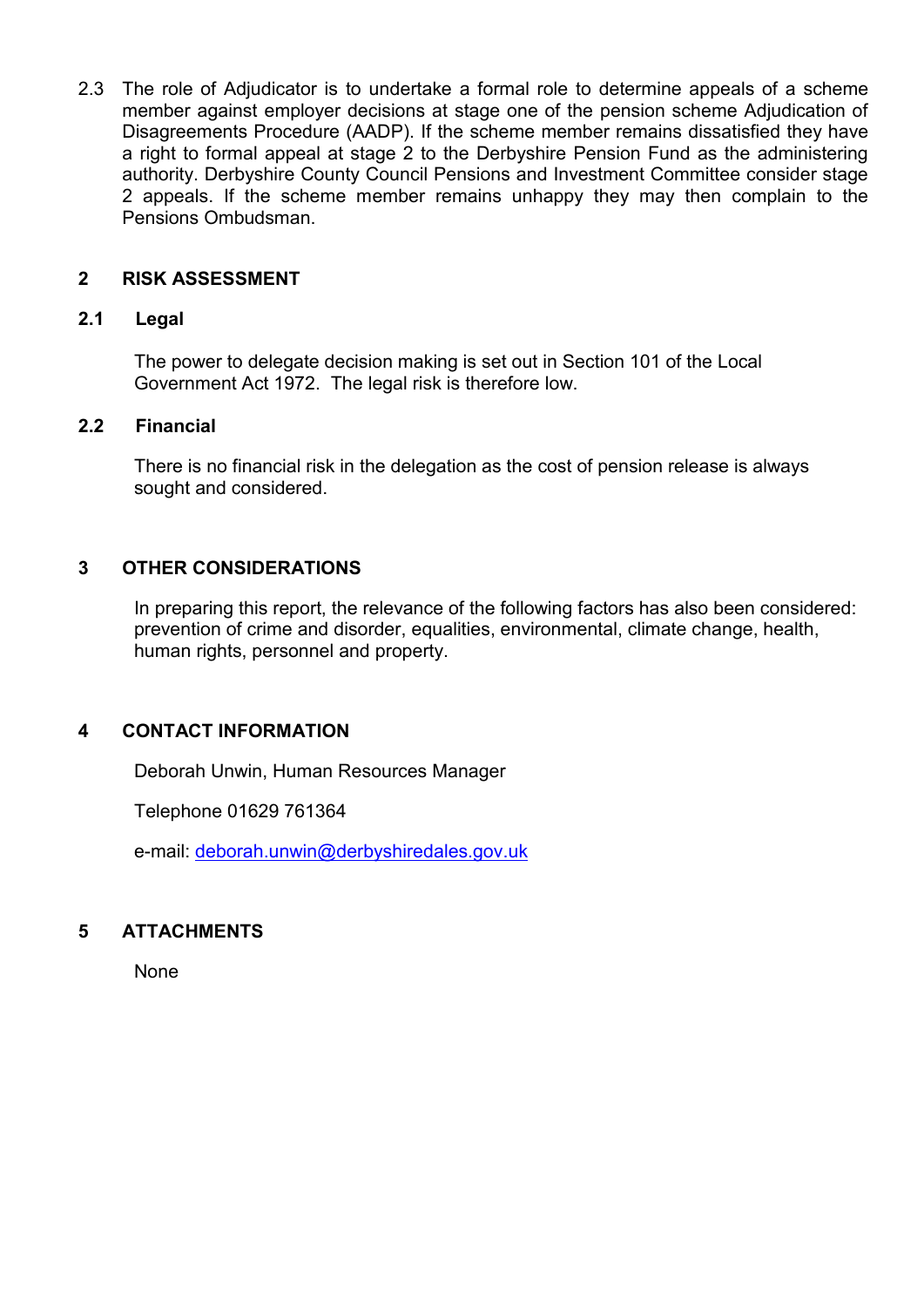2.3 The role of Adjudicator is to undertake a formal role to determine appeals of a scheme member against employer decisions at stage one of the pension scheme Adjudication of Disagreements Procedure (AADP). If the scheme member remains dissatisfied they have a right to formal appeal at stage 2 to the Derbyshire Pension Fund as the administering authority. Derbyshire County Council Pensions and Investment Committee consider stage 2 appeals. If the scheme member remains unhappy they may then complain to the Pensions Ombudsman.

## 2 RISK ASSESSMENT

### 2.1 Legal

The power to delegate decision making is set out in Section 101 of the Local Government Act 1972. The legal risk is therefore low.

### 2.2 Financial

There is no financial risk in the delegation as the cost of pension release is always sought and considered.

## 3 OTHER CONSIDERATIONS

In preparing this report, the relevance of the following factors has also been considered: prevention of crime and disorder, equalities, environmental, climate change, health, human rights, personnel and property.

## 4 CONTACT INFORMATION

Deborah Unwin, Human Resources Manager

Telephone 01629 761364

e-mail: deborah.unwin@derbyshiredales.gov.uk

## 5 ATTACHMENTS

None